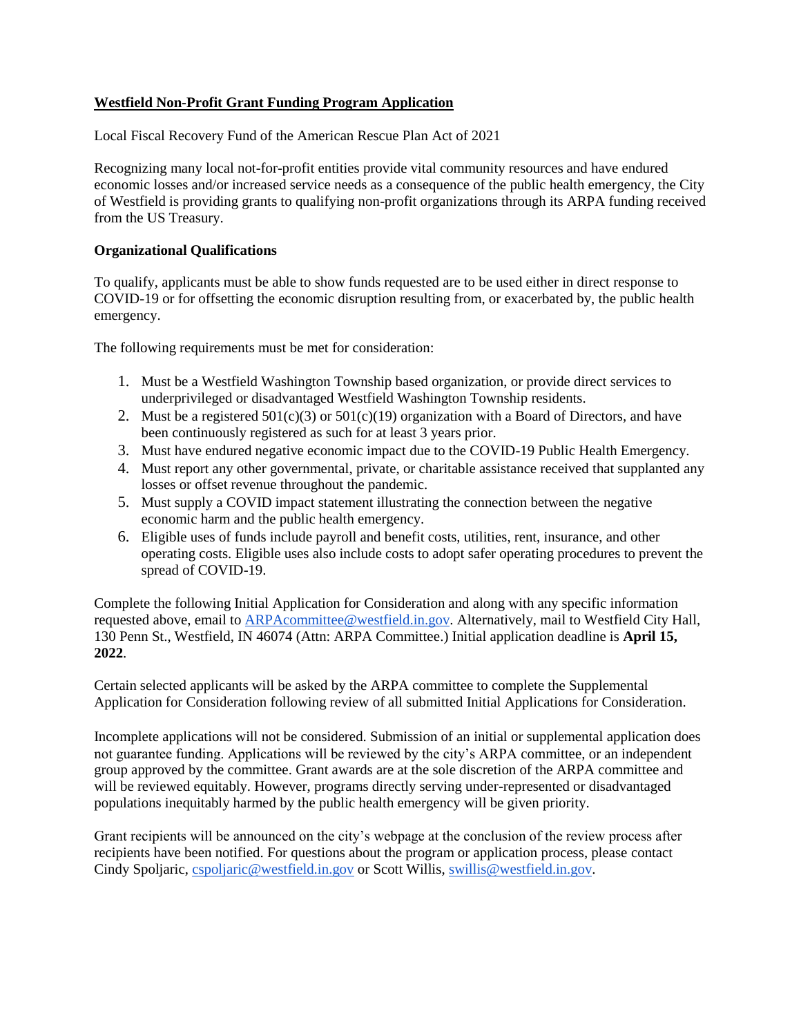# Westfield Non-Profit Grant Funding Program Application

Local Fiscal Recovery Fund of the American Rescue Plan Act of 2021

Recognizing many local not-for-profit entities provide vital community resources and have endured economic losses and/or increased service needs as a consequence of the public health emergency, the City of Westfield is providing grants to qualifying non-profit organizations through its ARPA funding received from the US Treasury.

**Organizational Qualifications**

To qualify, applicants must be able to show funds requested are to be used either in direct response to COVID-19 or for offsetting the economic disruption resulting from, or exacerbated by, the public health emergency.

The following requirements must be met for consideration:

1. Must be a Westfield Washington Township based organization, or provide direct services to underprivileged or disadvantaged Westfield Washington Township residents.
2. Must be a registered 501(c)(3) or 501(c)(19) organization with a Board of Directors, and have been continuously registered as such for at least 3 years prior.
3. Must have endured negative economic impact due to the COVID-19 Public Health Emergency.
4. Must report any other governmental, private, or charitable assistance received that supplanted any losses or offset revenue throughout the pandemic.
5. Must supply a COVID impact statement illustrating the connection between the negative economic harm and the public health emergency.
6. Eligible uses of funds include payroll and benefit costs, utilities, rent, insurance, and other operating costs. Eligible uses also include costs to adopt safer operating procedures to prevent the spread of COVID-19.

Complete the following Initial Application for Consideration and along with any specific information requested above, email to ARPAcommittee@westfield.in.gov. Alternatively, mail to Westfield City Hall, 130 Penn St., Westfield, IN 46074 (Attn: ARPA Committee.) Initial application deadline is **April 15, 2022**.

Certain selected applicants will be asked by the ARPA committee to complete the Supplemental Application for Consideration following review of all submitted Initial Applications for Consideration.

Incomplete applications will not be considered. Submission of an initial or supplemental application does not guarantee funding. Applications will be reviewed by the city's ARPA committee, or an independent group approved by the committee. Grant awards are at the sole discretion of the ARPA committee and will be reviewed equitably. However, programs directly serving under-represented or disadvantaged populations inequitably harmed by the public health emergency will be given priority.

Grant recipients will be announced on the city's webpage at the conclusion of the review process after recipients have been notified. For questions about the program or application process, please contact Cindy Spoljaric, cspoljaric@westfield.in.gov or Scott Willis, swillis@westfield.in.gov.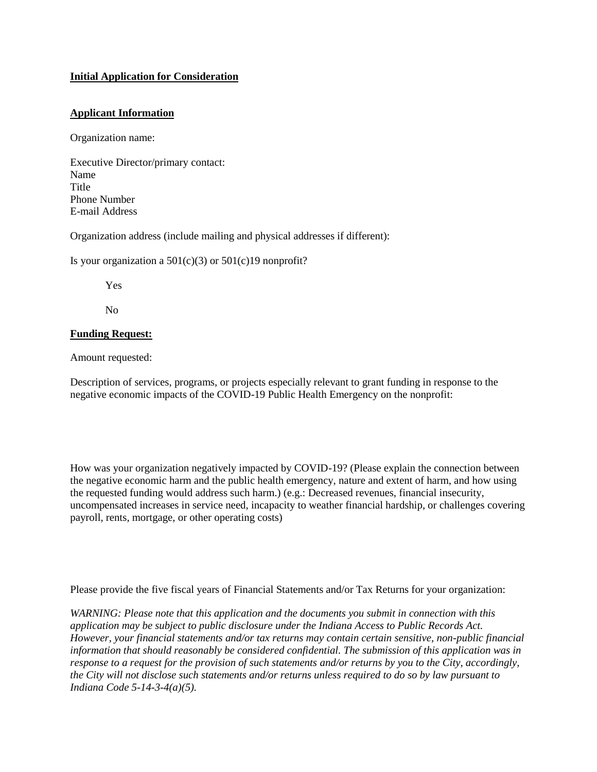**Initial Application for Consideration**

**Applicant Information**

Organization name:

Executive Director/primary contact:
Name
Title
Phone Number
E-mail Address

Organization address (include mailing and physical addresses if different):

Is your organization a 501(c)(3) or 501(c)19 nonprofit?

Yes

No

**Funding Request:**

Amount requested:

Description of services, programs, or projects especially relevant to grant funding in response to the negative economic impacts of the COVID-19 Public Health Emergency on the nonprofit:

How was your organization negatively impacted by COVID-19? (Please explain the connection between the negative economic harm and the public health emergency, nature and extent of harm, and how using the requested funding would address such harm.) (e.g.: Decreased revenues, financial insecurity, uncompensated increases in service need, incapacity to weather financial hardship, or challenges covering payroll, rents, mortgage, or other operating costs)

Please provide the five fiscal years of Financial Statements and/or Tax Returns for your organization:

*WARNING: Please note that this application and the documents you submit in connection with this application may be subject to public disclosure under the Indiana Access to Public Records Act. However, your financial statements and/or tax returns may contain certain sensitive, non-public financial information that should reasonably be considered confidential. The submission of this application was in response to a request for the provision of such statements and/or returns by you to the City, accordingly, the City will not disclose such statements and/or returns unless required to do so by law pursuant to Indiana Code 5-14-3-4(a)(5).*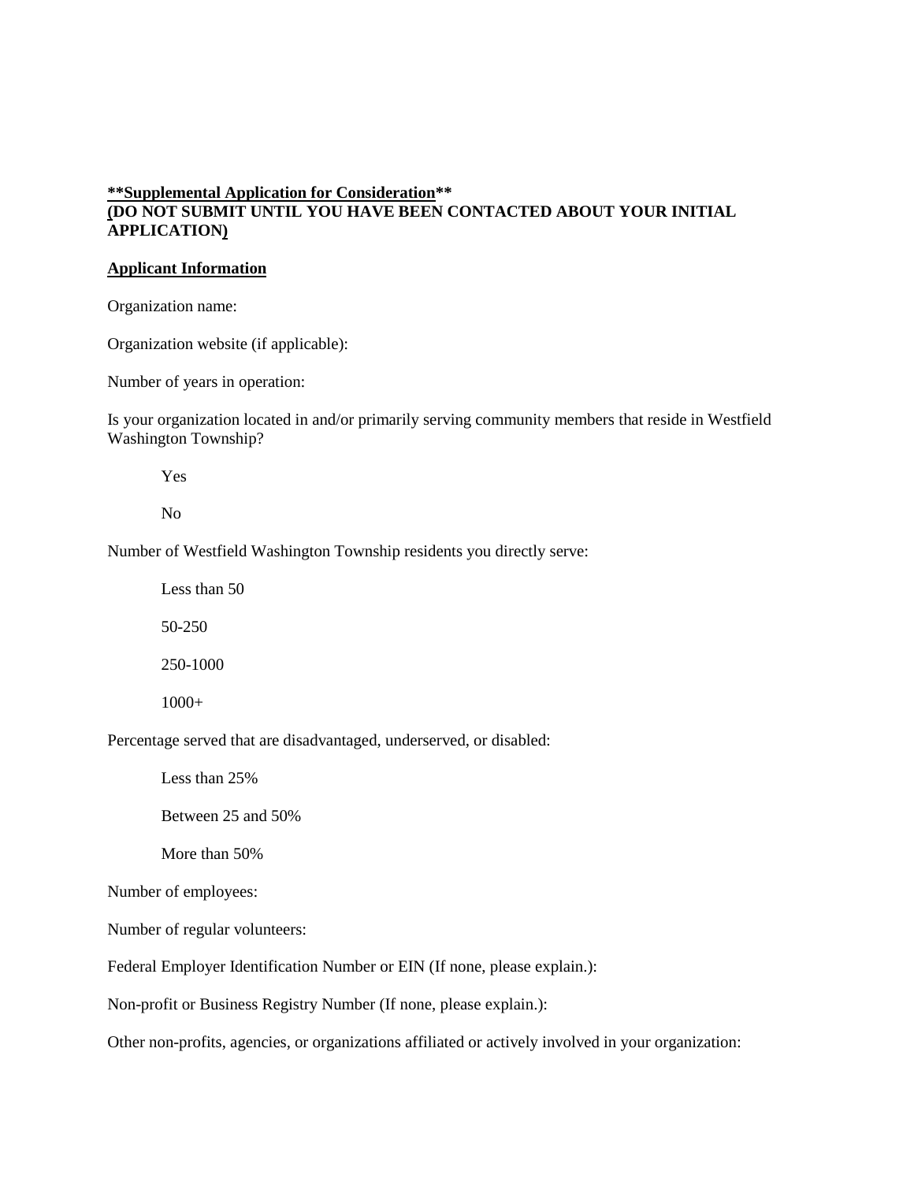****Supplemental Application for Consideration****
**(DO NOT SUBMIT UNTIL YOU HAVE BEEN CONTACTED ABOUT YOUR INITIAL APPLICATION)**

**Applicant Information**

Organization name:

Organization website (if applicable):

Number of years in operation:

Is your organization located in and/or primarily serving community members that reside in Westfield Washington Township?

Yes

No

Number of Westfield Washington Township residents you directly serve:

Less than 50

50-250

250-1000

1000+

Percentage served that are disadvantaged, underserved, or disabled:

Less than 25%

Between 25 and 50%

More than 50%

Number of employees:

Number of regular volunteers:

Federal Employer Identification Number or EIN (If none, please explain.):

Non-profit or Business Registry Number (If none, please explain.):

Other non-profits, agencies, or organizations affiliated or actively involved in your organization: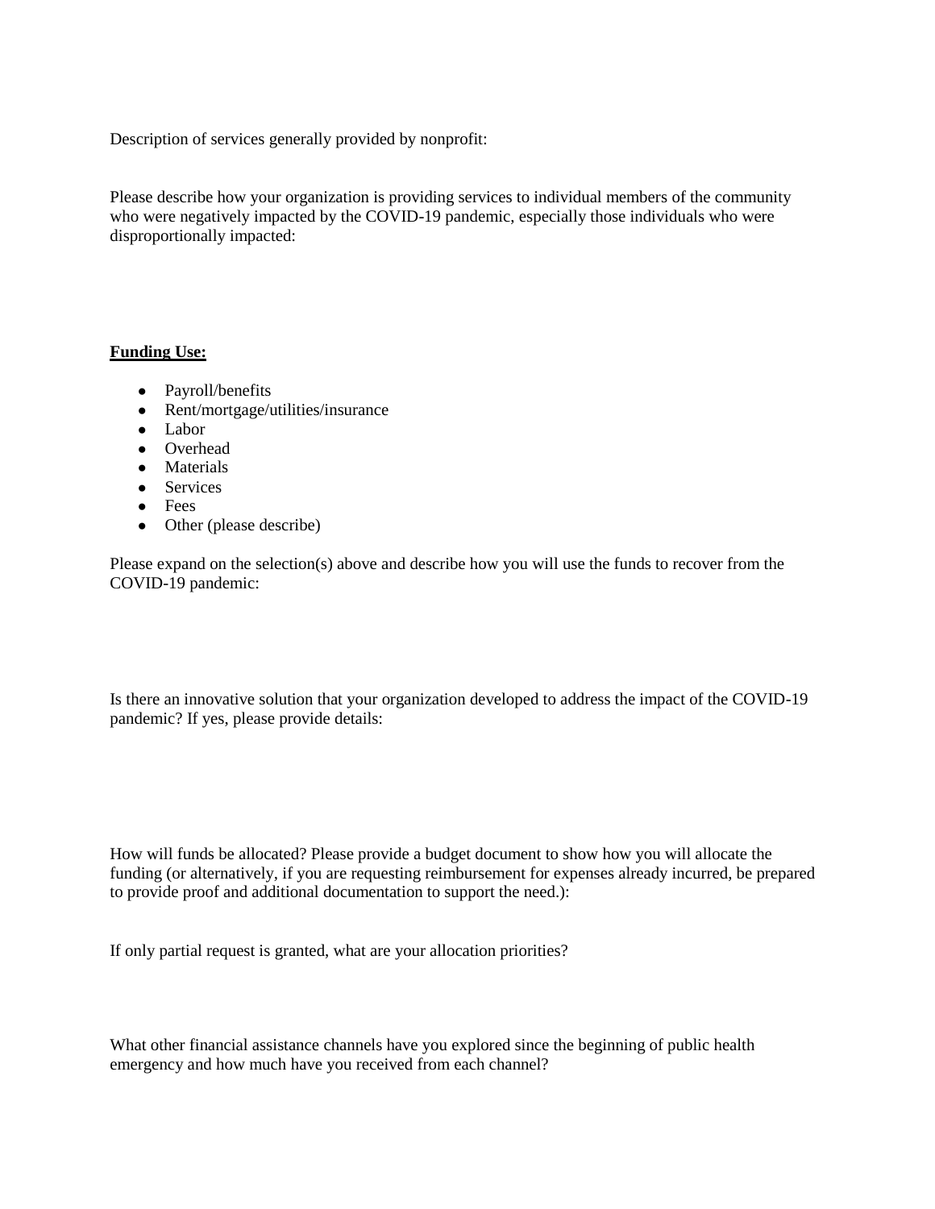Description of services generally provided by nonprofit:

Please describe how your organization is providing services to individual members of the community who were negatively impacted by the COVID-19 pandemic, especially those individuals who were disproportionally impacted:

**Funding Use:**

- Payroll/benefits
- Rent/mortgage/utilities/insurance
- Labor
- Overhead
- Materials
- Services
- Fees
- Other (please describe)

Please expand on the selection(s) above and describe how you will use the funds to recover from the COVID-19 pandemic:

Is there an innovative solution that your organization developed to address the impact of the COVID-19 pandemic? If yes, please provide details:

How will funds be allocated? Please provide a budget document to show how you will allocate the funding (or alternatively, if you are requesting reimbursement for expenses already incurred, be prepared to provide proof and additional documentation to support the need.):

If only partial request is granted, what are your allocation priorities?

What other financial assistance channels have you explored since the beginning of public health emergency and how much have you received from each channel?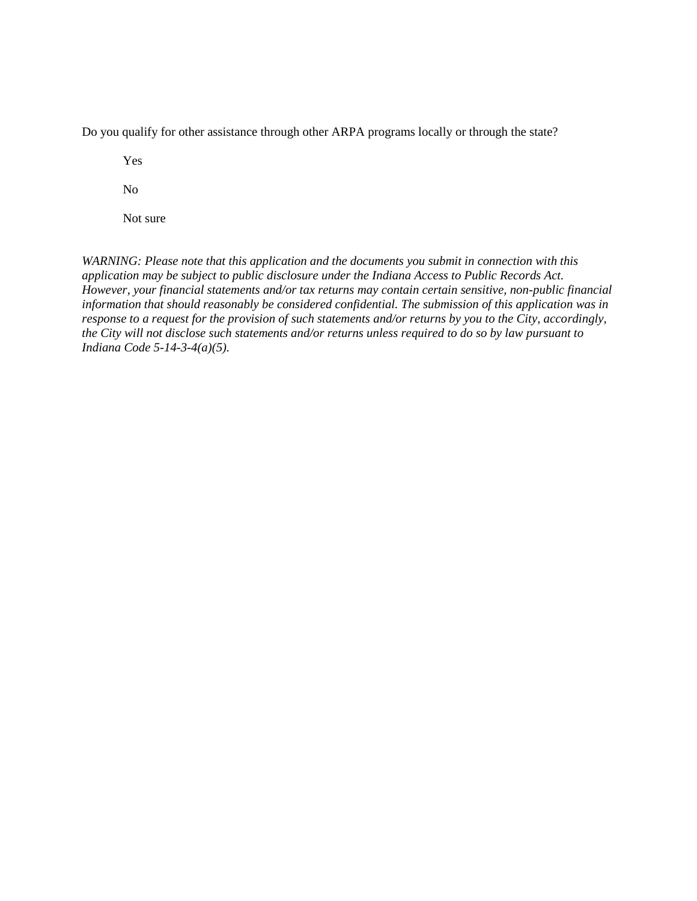Do you qualify for other assistance through other ARPA programs locally or through the state?

Yes

No

Not sure

*WARNING: Please note that this application and the documents you submit in connection with this application may be subject to public disclosure under the Indiana Access to Public Records Act. However, your financial statements and/or tax returns may contain certain sensitive, non-public financial information that should reasonably be considered confidential. The submission of this application was in response to a request for the provision of such statements and/or returns by you to the City, accordingly, the City will not disclose such statements and/or returns unless required to do so by law pursuant to Indiana Code 5-14-3-4(a)(5).*